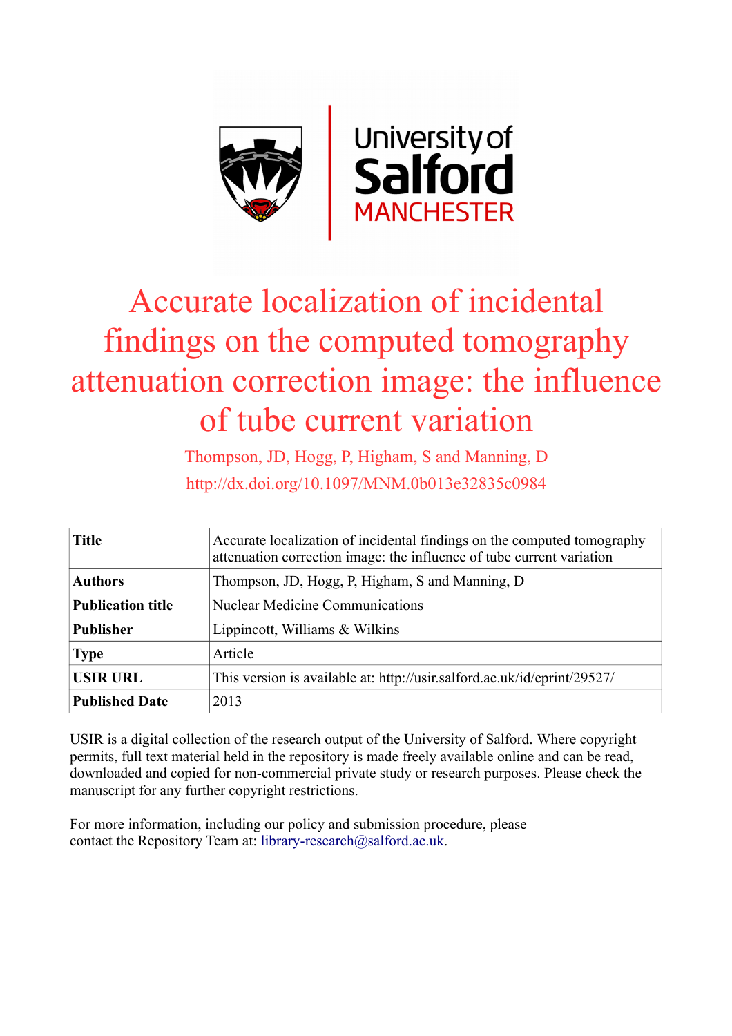# Accurate localization of incidental findings on the computed tomography attenuation correction image: the influence of tube current variation

Thompson, JD, Hogg, P, Higham, S and Manning, D

http://dx.doi.org/10.1097/MNM.0b013e32835c0984

| **Title** | Accurate localization of incidental findings on the computed tomography attenuation correction image: the influence of tube current variation |
|---|---|
| **Authors** | Thompson, JD, Hogg, P, Higham, S and Manning, D |
| **Publication title** | Nuclear Medicine Communications |
| **Publisher** | Lippincott, Williams & Wilkins |
| **Type** | Article |
| **USIR URL** | This version is available at: http://usir.salford.ac.uk/id/eprint/29527/ |
| **Published Date** | 2013 |

USIR is a digital collection of the research output of the University of Salford. Where copyright permits, full text material held in the repository is made freely available online and can be read, downloaded and copied for non-commercial private study or research purposes. Please check the manuscript for any further copyright restrictions.

For more information, including our policy and submission procedure, please contact the Repository Team at: library-research@salford.ac.uk.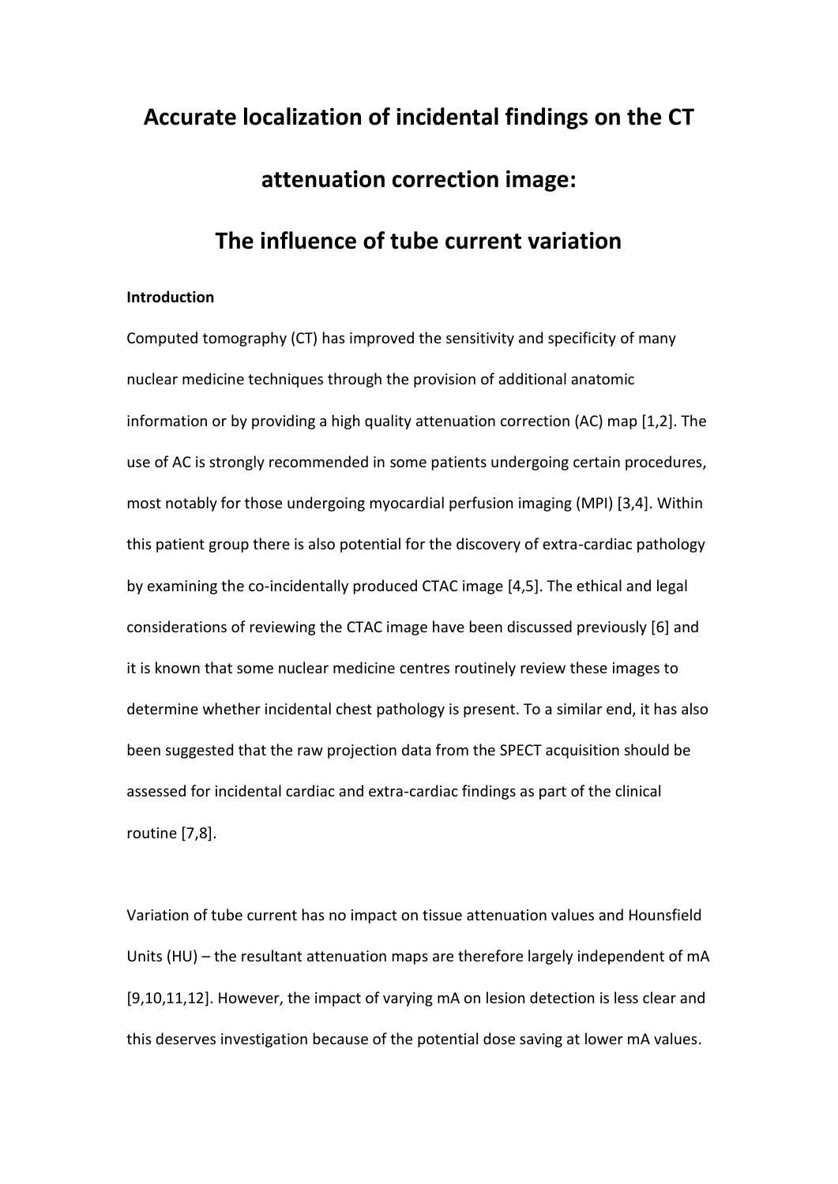# Accurate localization of incidental findings on the CT attenuation correction image:

# The influence of tube current variation

### Introduction

Computed tomography (CT) has improved the sensitivity and specificity of many nuclear medicine techniques through the provision of additional anatomic information or by providing a high quality attenuation correction (AC) map [1,2]. The use of AC is strongly recommended in some patients undergoing certain procedures, most notably for those undergoing myocardial perfusion imaging (MPI) [3,4]. Within this patient group there is also potential for the discovery of extra-cardiac pathology by examining the co-incidentally produced CTAC image [4,5]. The ethical and legal considerations of reviewing the CTAC image have been discussed previously [6] and it is known that some nuclear medicine centres routinely review these images to determine whether incidental chest pathology is present. To a similar end, it has also been suggested that the raw projection data from the SPECT acquisition should be assessed for incidental cardiac and extra-cardiac findings as part of the clinical routine [7,8].

Variation of tube current has no impact on tissue attenuation values and Hounsfield Units (HU) – the resultant attenuation maps are therefore largely independent of mA [9,10,11,12]. However, the impact of varying mA on lesion detection is less clear and this deserves investigation because of the potential dose saving at lower mA values.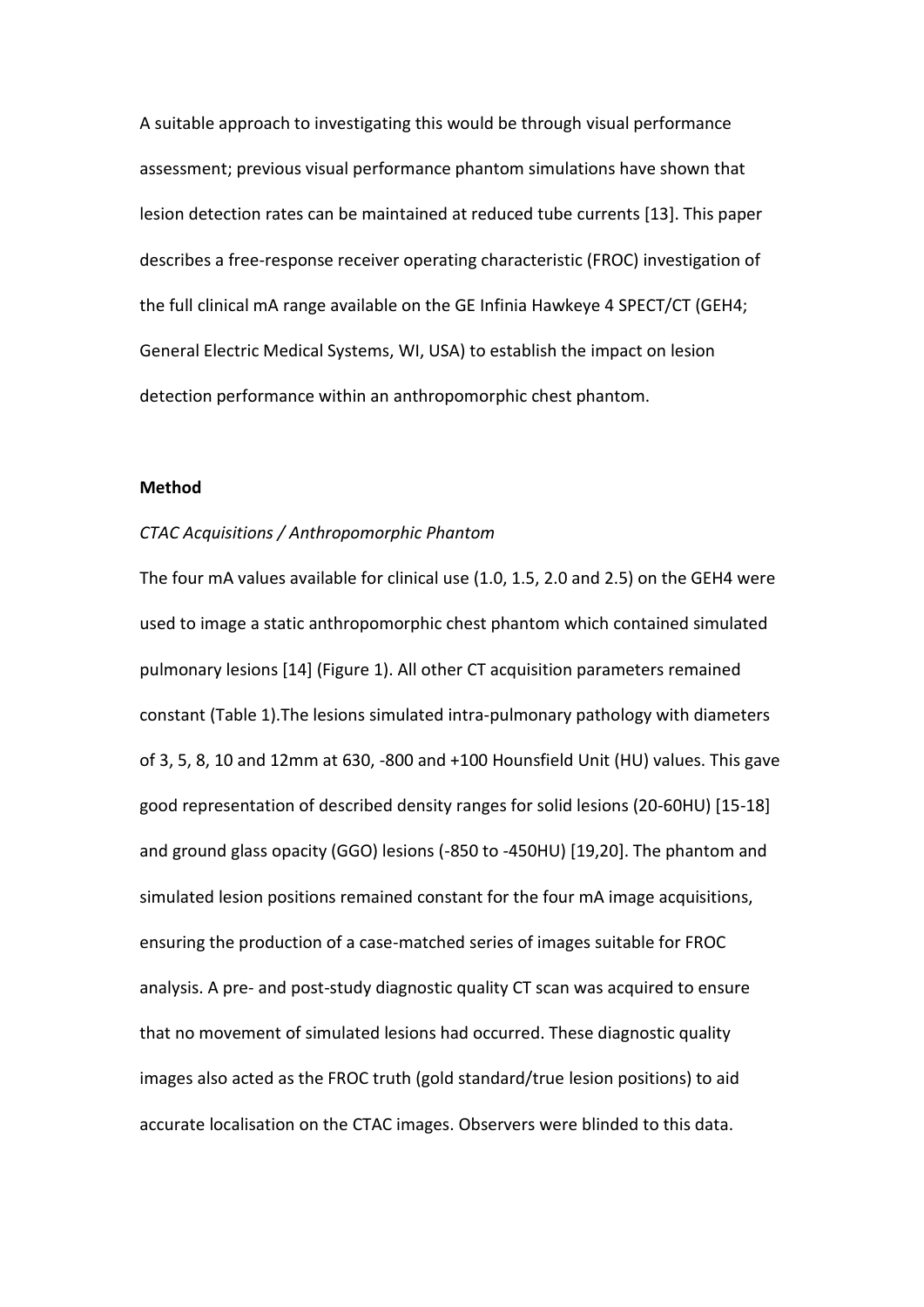A suitable approach to investigating this would be through visual performance assessment; previous visual performance phantom simulations have shown that lesion detection rates can be maintained at reduced tube currents [13]. This paper describes a free-response receiver operating characteristic (FROC) investigation of the full clinical mA range available on the GE Infinia Hawkeye 4 SPECT/CT (GEH4; General Electric Medical Systems, WI, USA) to establish the impact on lesion detection performance within an anthropomorphic chest phantom.

## Method

### *CTAC Acquisitions / Anthropomorphic Phantom*

The four mA values available for clinical use (1.0, 1.5, 2.0 and 2.5) on the GEH4 were used to image a static anthropomorphic chest phantom which contained simulated pulmonary lesions [14] (Figure 1). All other CT acquisition parameters remained constant (Table 1).The lesions simulated intra-pulmonary pathology with diameters of 3, 5, 8, 10 and 12mm at 630, -800 and +100 Hounsfield Unit (HU) values. This gave good representation of described density ranges for solid lesions (20-60HU) [15-18] and ground glass opacity (GGO) lesions (-850 to -450HU) [19,20]. The phantom and simulated lesion positions remained constant for the four mA image acquisitions, ensuring the production of a case-matched series of images suitable for FROC analysis. A pre- and post-study diagnostic quality CT scan was acquired to ensure that no movement of simulated lesions had occurred. These diagnostic quality images also acted as the FROC truth (gold standard/true lesion positions) to aid accurate localisation on the CTAC images. Observers were blinded to this data.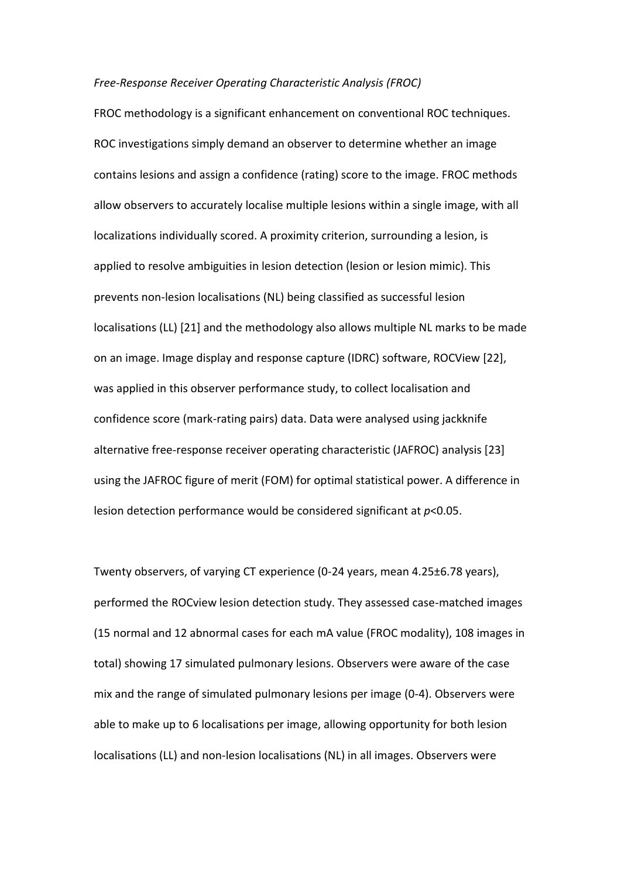*Free-Response Receiver Operating Characteristic Analysis (FROC)*

FROC methodology is a significant enhancement on conventional ROC techniques. ROC investigations simply demand an observer to determine whether an image contains lesions and assign a confidence (rating) score to the image. FROC methods allow observers to accurately localise multiple lesions within a single image, with all localizations individually scored. A proximity criterion, surrounding a lesion, is applied to resolve ambiguities in lesion detection (lesion or lesion mimic). This prevents non-lesion localisations (NL) being classified as successful lesion localisations (LL) [21] and the methodology also allows multiple NL marks to be made on an image. Image display and response capture (IDRC) software, ROCView [22], was applied in this observer performance study, to collect localisation and confidence score (mark-rating pairs) data. Data were analysed using jackknife alternative free-response receiver operating characteristic (JAFROC) analysis [23] using the JAFROC figure of merit (FOM) for optimal statistical power. A difference in lesion detection performance would be considered significant at $p<0.05$.

Twenty observers, of varying CT experience (0-24 years, mean 4.25±6.78 years), performed the ROCview lesion detection study. They assessed case-matched images (15 normal and 12 abnormal cases for each mA value (FROC modality), 108 images in total) showing 17 simulated pulmonary lesions. Observers were aware of the case mix and the range of simulated pulmonary lesions per image (0-4). Observers were able to make up to 6 localisations per image, allowing opportunity for both lesion localisations (LL) and non-lesion localisations (NL) in all images. Observers were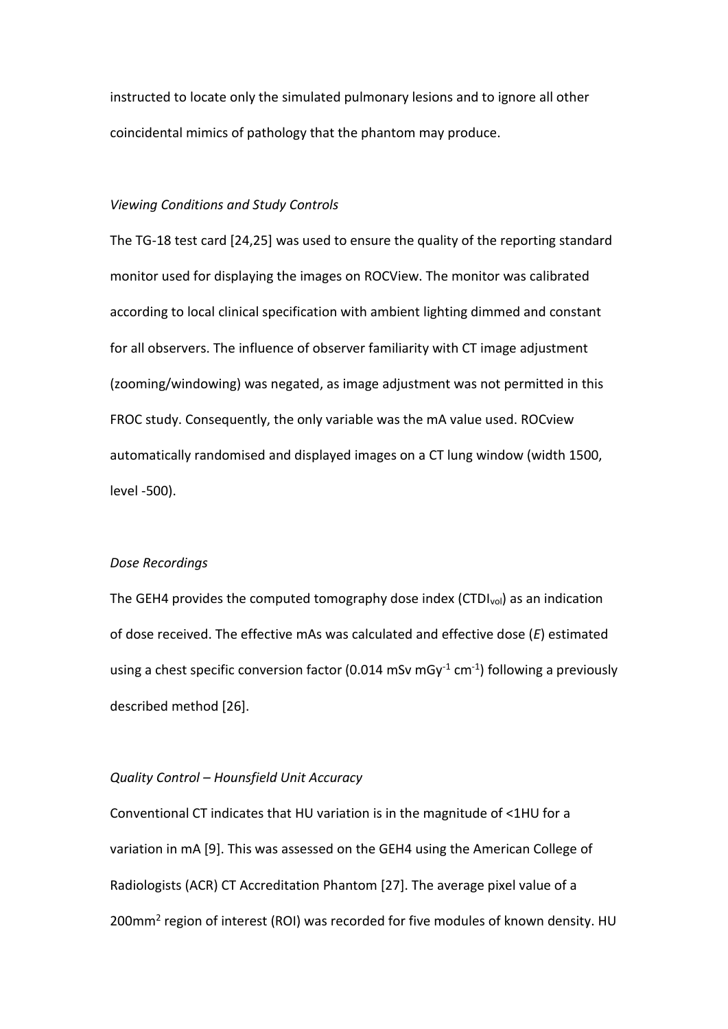instructed to locate only the simulated pulmonary lesions and to ignore all other coincidental mimics of pathology that the phantom may produce.

*Viewing Conditions and Study Controls*

The TG-18 test card [24,25] was used to ensure the quality of the reporting standard monitor used for displaying the images on ROCView. The monitor was calibrated according to local clinical specification with ambient lighting dimmed and constant for all observers. The influence of observer familiarity with CT image adjustment (zooming/windowing) was negated, as image adjustment was not permitted in this FROC study. Consequently, the only variable was the mA value used. ROCview automatically randomised and displayed images on a CT lung window (width 1500, level -500).

*Dose Recordings*

The GEH4 provides the computed tomography dose index ($CTDI_{vol}$) as an indication of dose received. The effective mAs was calculated and effective dose (*E*) estimated using a chest specific conversion factor (0.014 mSv $mGy^{-1}$ $cm^{-1}$) following a previously described method [26].

*Quality Control – Hounsfield Unit Accuracy*

Conventional CT indicates that HU variation is in the magnitude of <1HU for a variation in mA [9]. This was assessed on the GEH4 using the American College of Radiologists (ACR) CT Accreditation Phantom [27]. The average pixel value of a $200mm^2$ region of interest (ROI) was recorded for five modules of known density. HU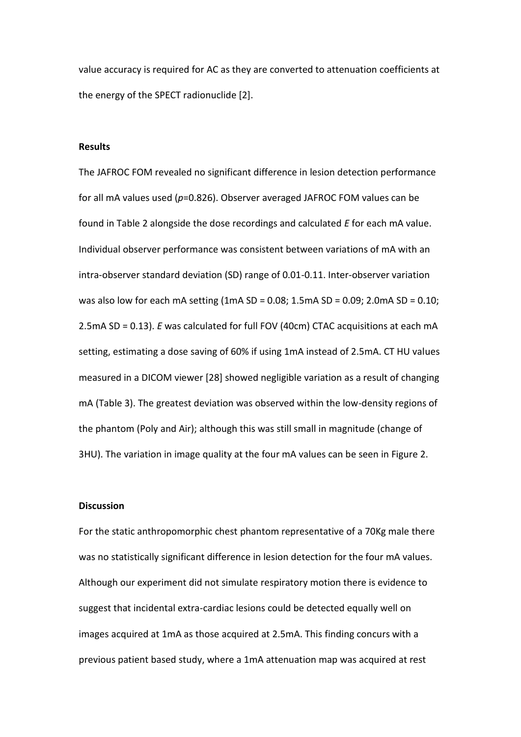value accuracy is required for AC as they are converted to attenuation coefficients at the energy of the SPECT radionuclide [2].

**Results**

The JAFROC FOM revealed no significant difference in lesion detection performance for all mA values used (*p*=0.826). Observer averaged JAFROC FOM values can be found in Table 2 alongside the dose recordings and calculated *E* for each mA value. Individual observer performance was consistent between variations of mA with an intra-observer standard deviation (SD) range of 0.01-0.11. Inter-observer variation was also low for each mA setting (1mA SD = 0.08; 1.5mA SD = 0.09; 2.0mA SD = 0.10; 2.5mA SD = 0.13). *E* was calculated for full FOV (40cm) CTAC acquisitions at each mA setting, estimating a dose saving of 60% if using 1mA instead of 2.5mA. CT HU values measured in a DICOM viewer [28] showed negligible variation as a result of changing mA (Table 3). The greatest deviation was observed within the low-density regions of the phantom (Poly and Air); although this was still small in magnitude (change of 3HU). The variation in image quality at the four mA values can be seen in Figure 2.

**Discussion**

For the static anthropomorphic chest phantom representative of a 70Kg male there was no statistically significant difference in lesion detection for the four mA values. Although our experiment did not simulate respiratory motion there is evidence to suggest that incidental extra-cardiac lesions could be detected equally well on images acquired at 1mA as those acquired at 2.5mA. This finding concurs with a previous patient based study, where a 1mA attenuation map was acquired at rest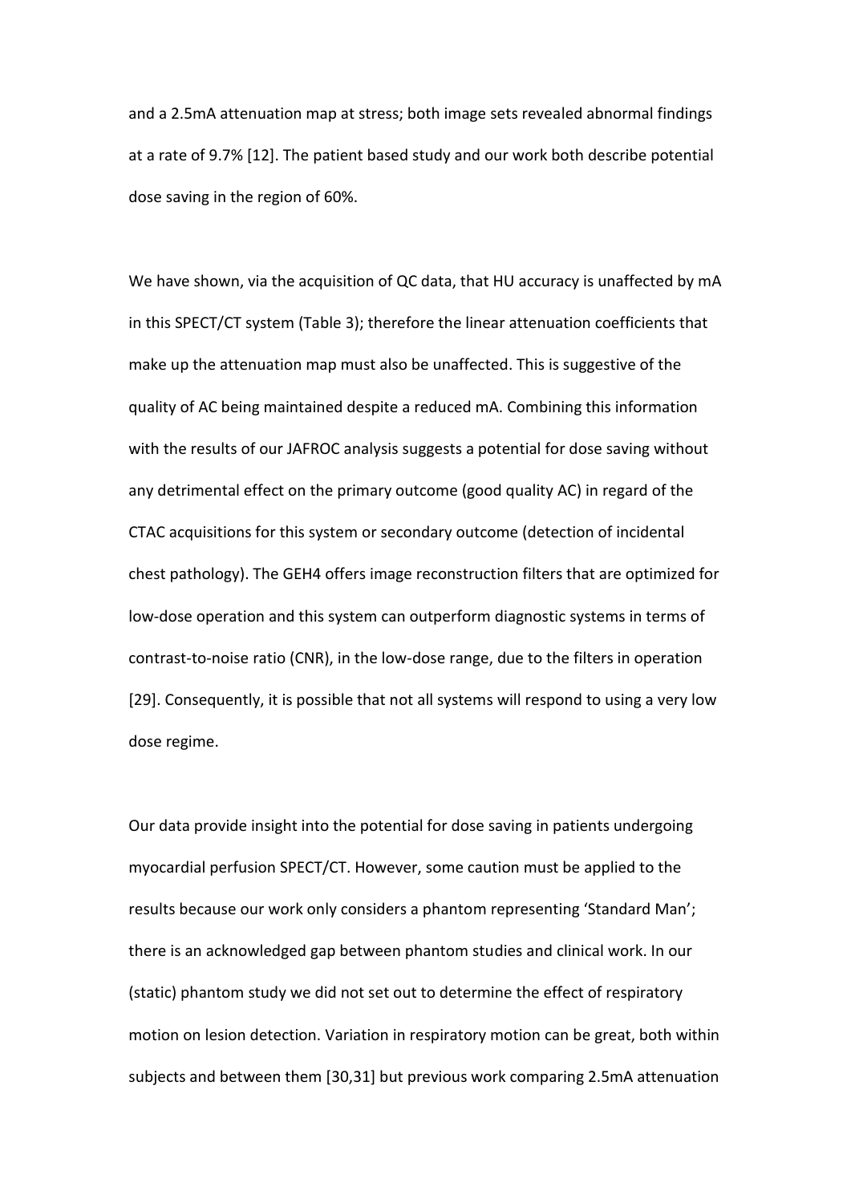and a 2.5mA attenuation map at stress; both image sets revealed abnormal findings at a rate of 9.7% [12]. The patient based study and our work both describe potential dose saving in the region of 60%.

We have shown, via the acquisition of QC data, that HU accuracy is unaffected by mA in this SPECT/CT system (Table 3); therefore the linear attenuation coefficients that make up the attenuation map must also be unaffected. This is suggestive of the quality of AC being maintained despite a reduced mA. Combining this information with the results of our JAFROC analysis suggests a potential for dose saving without any detrimental effect on the primary outcome (good quality AC) in regard of the CTAC acquisitions for this system or secondary outcome (detection of incidental chest pathology). The GEH4 offers image reconstruction filters that are optimized for low-dose operation and this system can outperform diagnostic systems in terms of contrast-to-noise ratio (CNR), in the low-dose range, due to the filters in operation [29]. Consequently, it is possible that not all systems will respond to using a very low dose regime.

Our data provide insight into the potential for dose saving in patients undergoing myocardial perfusion SPECT/CT. However, some caution must be applied to the results because our work only considers a phantom representing 'Standard Man'; there is an acknowledged gap between phantom studies and clinical work. In our (static) phantom study we did not set out to determine the effect of respiratory motion on lesion detection. Variation in respiratory motion can be great, both within subjects and between them [30,31] but previous work comparing 2.5mA attenuation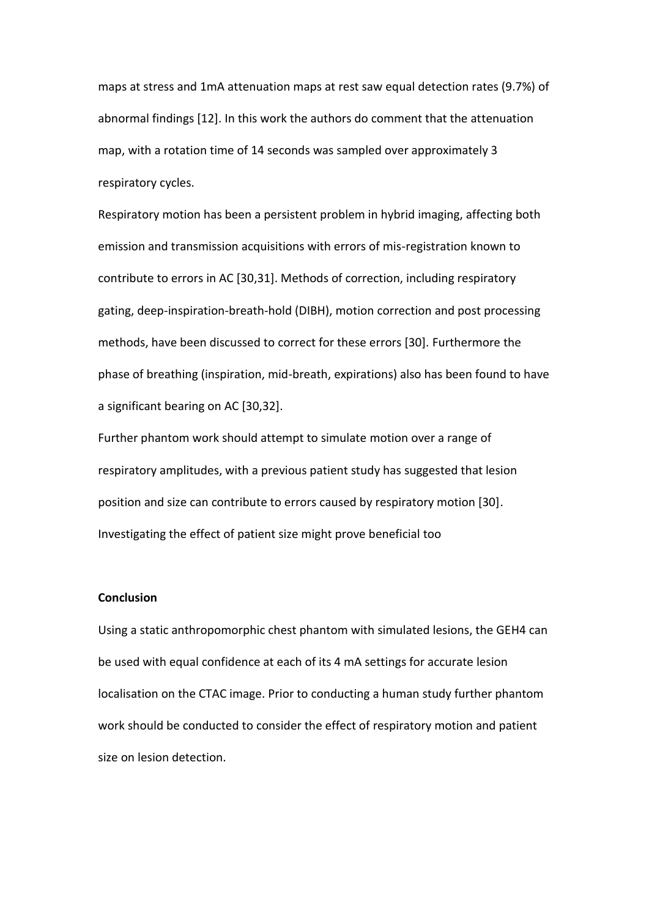maps at stress and 1mA attenuation maps at rest saw equal detection rates (9.7%) of abnormal findings [12]. In this work the authors do comment that the attenuation map, with a rotation time of 14 seconds was sampled over approximately 3 respiratory cycles.

Respiratory motion has been a persistent problem in hybrid imaging, affecting both emission and transmission acquisitions with errors of mis-registration known to contribute to errors in AC [30,31]. Methods of correction, including respiratory gating, deep-inspiration-breath-hold (DIBH), motion correction and post processing methods, have been discussed to correct for these errors [30]. Furthermore the phase of breathing (inspiration, mid-breath, expirations) also has been found to have a significant bearing on AC [30,32].

Further phantom work should attempt to simulate motion over a range of respiratory amplitudes, with a previous patient study has suggested that lesion position and size can contribute to errors caused by respiratory motion [30]. Investigating the effect of patient size might prove beneficial too

**Conclusion**

Using a static anthropomorphic chest phantom with simulated lesions, the GEH4 can be used with equal confidence at each of its 4 mA settings for accurate lesion localisation on the CTAC image. Prior to conducting a human study further phantom work should be conducted to consider the effect of respiratory motion and patient size on lesion detection.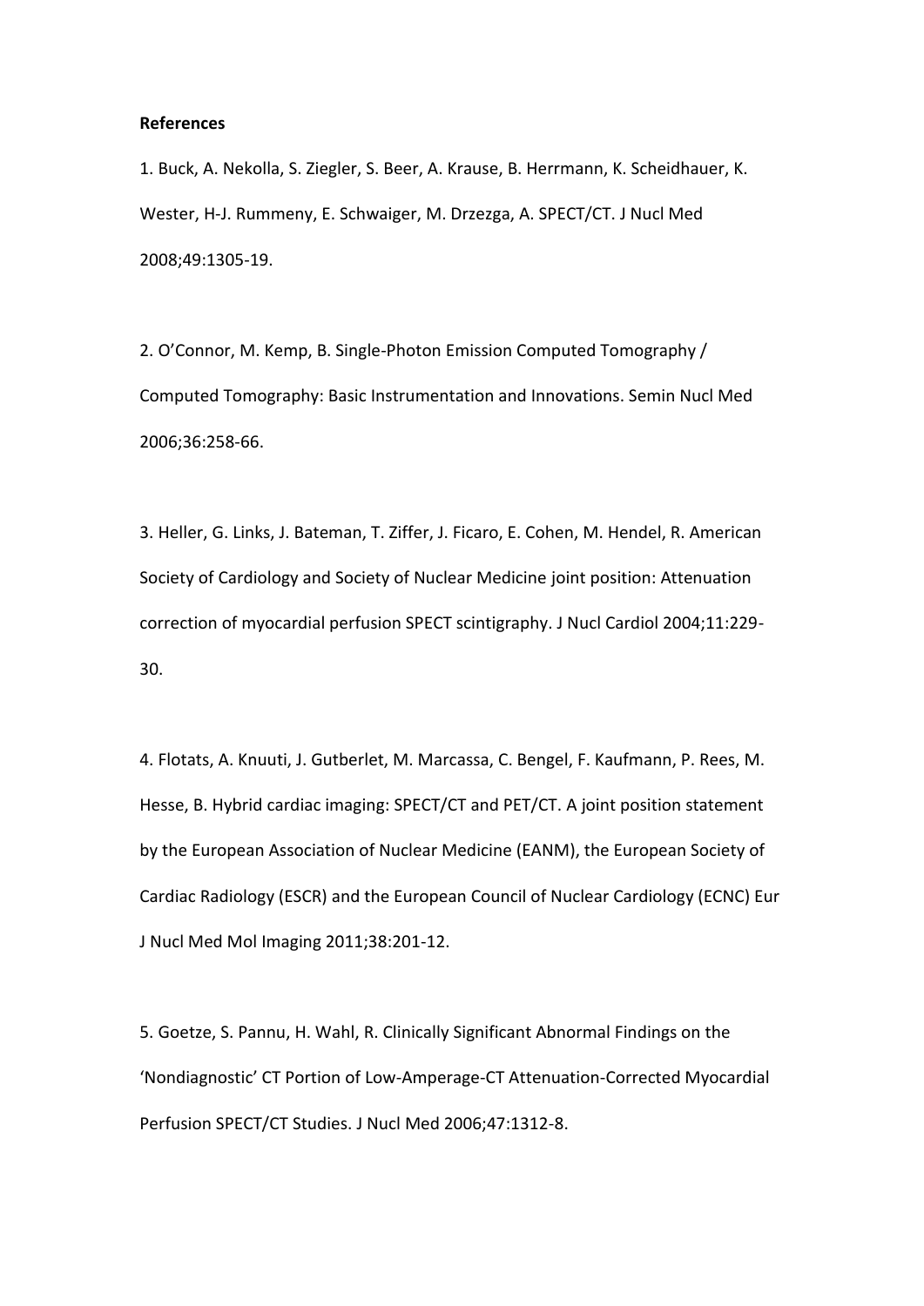**References**

1. Buck, A. Nekolla, S. Ziegler, S. Beer, A. Krause, B. Herrmann, K. Scheidhauer, K. Wester, H-J. Rummeny, E. Schwaiger, M. Drzezga, A. SPECT/CT. J Nucl Med 2008;49:1305-19.

2. O'Connor, M. Kemp, B. Single-Photon Emission Computed Tomography / Computed Tomography: Basic Instrumentation and Innovations. Semin Nucl Med 2006;36:258-66.

3. Heller, G. Links, J. Bateman, T. Ziffer, J. Ficaro, E. Cohen, M. Hendel, R. American Society of Cardiology and Society of Nuclear Medicine joint position: Attenuation correction of myocardial perfusion SPECT scintigraphy. J Nucl Cardiol 2004;11:229-30.

4. Flotats, A. Knuuti, J. Gutberlet, M. Marcassa, C. Bengel, F. Kaufmann, P. Rees, M. Hesse, B. Hybrid cardiac imaging: SPECT/CT and PET/CT. A joint position statement by the European Association of Nuclear Medicine (EANM), the European Society of Cardiac Radiology (ESCR) and the European Council of Nuclear Cardiology (ECNC) Eur J Nucl Med Mol Imaging 2011;38:201-12.

5. Goetze, S. Pannu, H. Wahl, R. Clinically Significant Abnormal Findings on the 'Nondiagnostic' CT Portion of Low-Amperage-CT Attenuation-Corrected Myocardial Perfusion SPECT/CT Studies. J Nucl Med 2006;47:1312-8.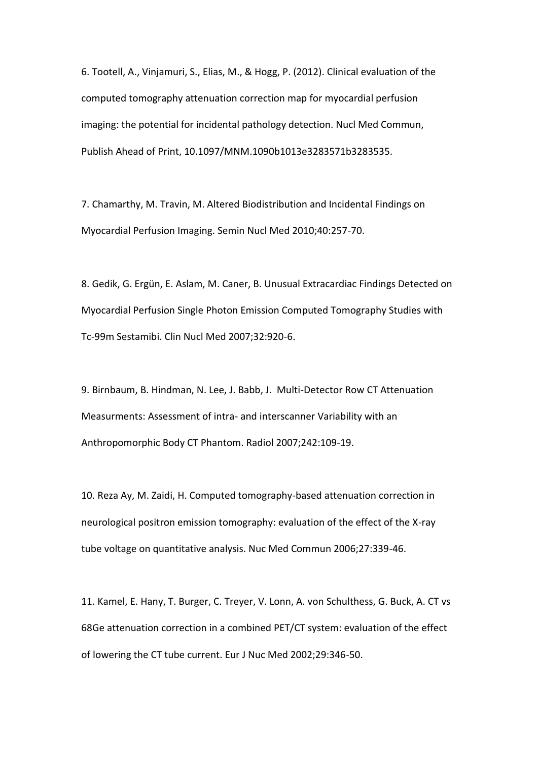6. Tootell, A., Vinjamuri, S., Elias, M., & Hogg, P. (2012). Clinical evaluation of the computed tomography attenuation correction map for myocardial perfusion imaging: the potential for incidental pathology detection. Nucl Med Commun, Publish Ahead of Print, 10.1097/MNM.1090b1013e3283571b3283535.

7. Chamarthy, M. Travin, M. Altered Biodistribution and Incidental Findings on Myocardial Perfusion Imaging. Semin Nucl Med 2010;40:257-70.

8. Gedik, G. Ergün, E. Aslam, M. Caner, B. Unusual Extracardiac Findings Detected on Myocardial Perfusion Single Photon Emission Computed Tomography Studies with Tc-99m Sestamibi. Clin Nucl Med 2007;32:920-6.

9. Birnbaum, B. Hindman, N. Lee, J. Babb, J. Multi-Detector Row CT Attenuation Measurments: Assessment of intra- and interscanner Variability with an Anthropomorphic Body CT Phantom. Radiol 2007;242:109-19.

10. Reza Ay, M. Zaidi, H. Computed tomography-based attenuation correction in neurological positron emission tomography: evaluation of the effect of the X-ray tube voltage on quantitative analysis. Nuc Med Commun 2006;27:339-46.

11. Kamel, E. Hany, T. Burger, C. Treyer, V. Lonn, A. von Schulthess, G. Buck, A. CT vs 68Ge attenuation correction in a combined PET/CT system: evaluation of the effect of lowering the CT tube current. Eur J Nuc Med 2002;29:346-50.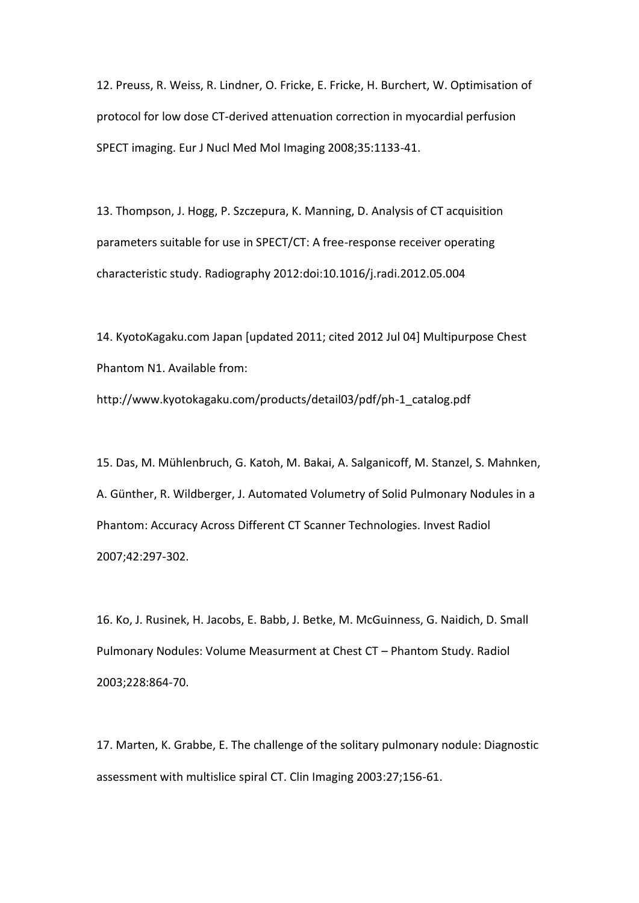12. Preuss, R. Weiss, R. Lindner, O. Fricke, E. Fricke, H. Burchert, W. Optimisation of protocol for low dose CT-derived attenuation correction in myocardial perfusion SPECT imaging. Eur J Nucl Med Mol Imaging 2008;35:1133-41.

13. Thompson, J. Hogg, P. Szczepura, K. Manning, D. Analysis of CT acquisition parameters suitable for use in SPECT/CT: A free-response receiver operating characteristic study. Radiography 2012:doi:10.1016/j.radi.2012.05.004

14. KyotoKagaku.com Japan [updated 2011; cited 2012 Jul 04] Multipurpose Chest Phantom N1. Available from: http://www.kyotokagaku.com/products/detail03/pdf/ph-1_catalog.pdf

15. Das, M. Mühlenbruch, G. Katoh, M. Bakai, A. Salganicoff, M. Stanzel, S. Mahnken, A. Günther, R. Wildberger, J. Automated Volumetry of Solid Pulmonary Nodules in a Phantom: Accuracy Across Different CT Scanner Technologies. Invest Radiol 2007;42:297-302.

16. Ko, J. Rusinek, H. Jacobs, E. Babb, J. Betke, M. McGuinness, G. Naidich, D. Small Pulmonary Nodules: Volume Measurment at Chest CT – Phantom Study. Radiol 2003;228:864-70.

17. Marten, K. Grabbe, E. The challenge of the solitary pulmonary nodule: Diagnostic assessment with multislice spiral CT. Clin Imaging 2003:27;156-61.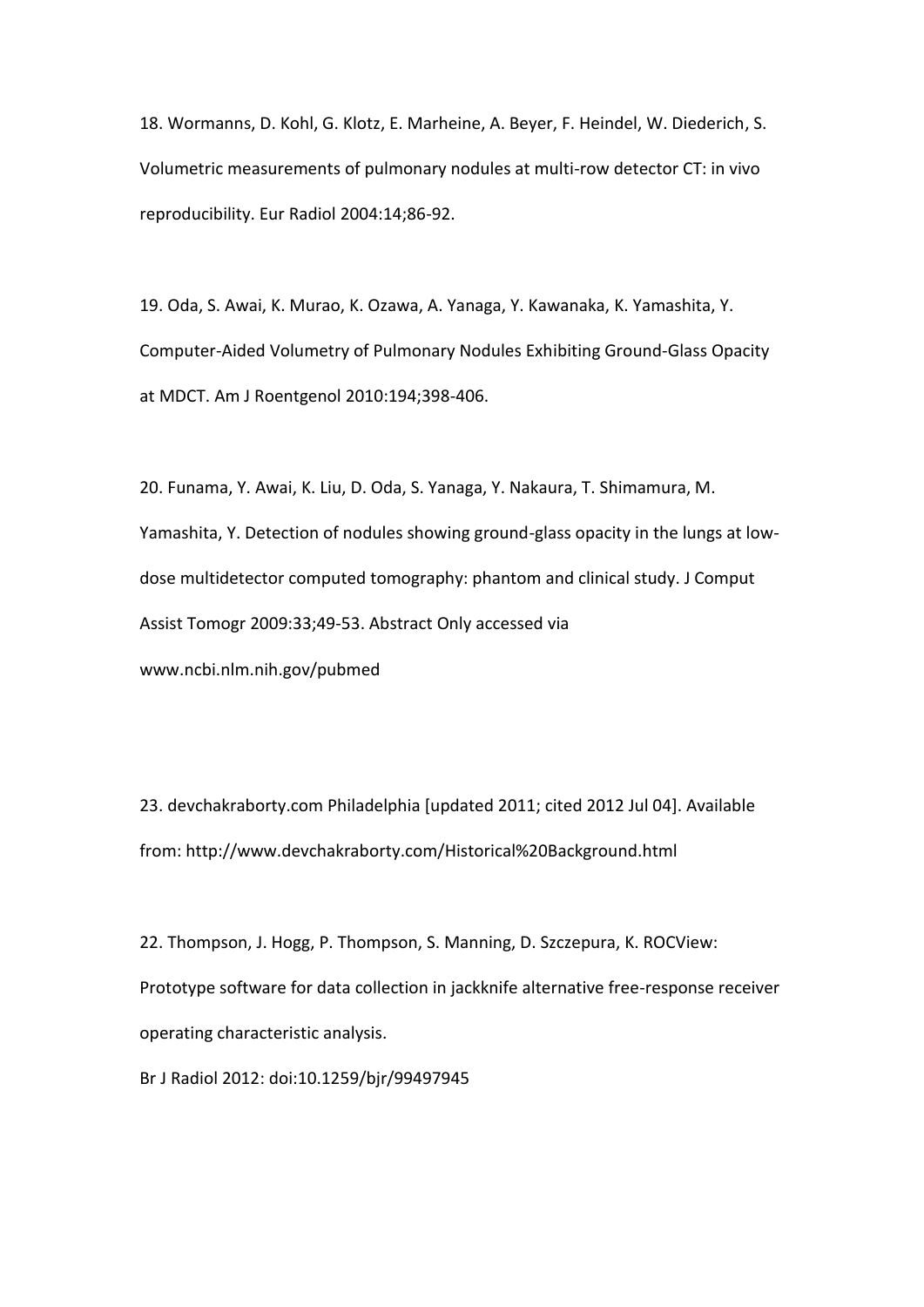18. Wormanns, D. Kohl, G. Klotz, E. Marheine, A. Beyer, F. Heindel, W. Diederich, S. Volumetric measurements of pulmonary nodules at multi-row detector CT: in vivo reproducibility. Eur Radiol 2004:14;86-92.

19. Oda, S. Awai, K. Murao, K. Ozawa, A. Yanaga, Y. Kawanaka, K. Yamashita, Y. Computer-Aided Volumetry of Pulmonary Nodules Exhibiting Ground-Glass Opacity at MDCT. Am J Roentgenol 2010:194;398-406.

20. Funama, Y. Awai, K. Liu, D. Oda, S. Yanaga, Y. Nakaura, T. Shimamura, M. Yamashita, Y. Detection of nodules showing ground-glass opacity in the lungs at low-dose multidetector computed tomography: phantom and clinical study. J Comput Assist Tomogr 2009:33;49-53. Abstract Only accessed via www.ncbi.nlm.nih.gov/pubmed

23. devchakraborty.com Philadelphia [updated 2011; cited 2012 Jul 04]. Available from: http://www.devchakraborty.com/Historical%20Background.html

22. Thompson, J. Hogg, P. Thompson, S. Manning, D. Szczepura, K. ROCView: Prototype software for data collection in jackknife alternative free-response receiver operating characteristic analysis.

Br J Radiol 2012: doi:10.1259/bjr/99497945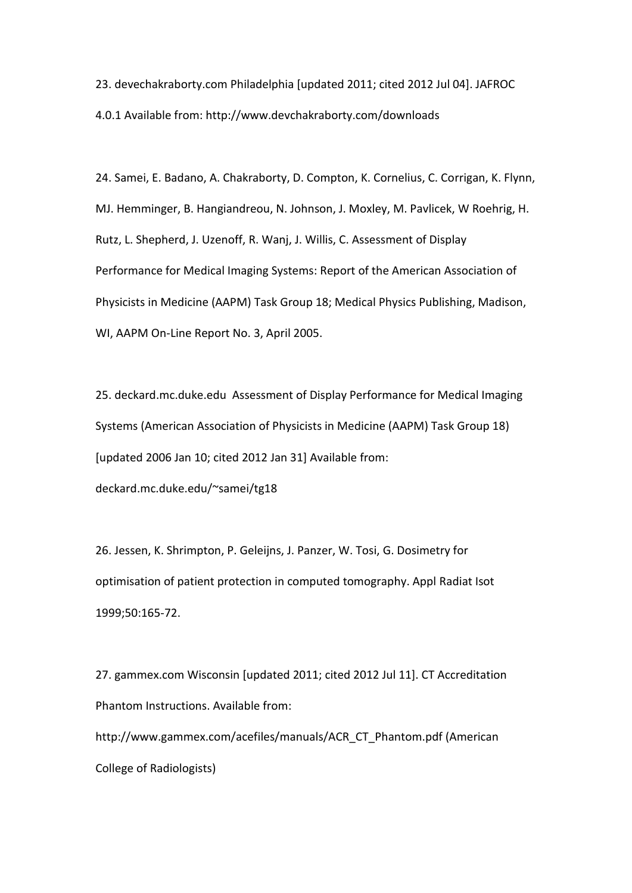23. devechakraborty.com Philadelphia [updated 2011; cited 2012 Jul 04]. JAFROC 4.0.1 Available from: http://www.devchakraborty.com/downloads

24. Samei, E. Badano, A. Chakraborty, D. Compton, K. Cornelius, C. Corrigan, K. Flynn, MJ. Hemminger, B. Hangiandreou, N. Johnson, J. Moxley, M. Pavlicek, W Roehrig, H. Rutz, L. Shepherd, J. Uzenoff, R. Wanj, J. Willis, C. Assessment of Display Performance for Medical Imaging Systems: Report of the American Association of Physicists in Medicine (AAPM) Task Group 18; Medical Physics Publishing, Madison, WI, AAPM On-Line Report No. 3, April 2005.

25. deckard.mc.duke.edu Assessment of Display Performance for Medical Imaging Systems (American Association of Physicists in Medicine (AAPM) Task Group 18) [updated 2006 Jan 10; cited 2012 Jan 31] Available from: deckard.mc.duke.edu/~samei/tg18

26. Jessen, K. Shrimpton, P. Geleijns, J. Panzer, W. Tosi, G. Dosimetry for optimisation of patient protection in computed tomography. Appl Radiat Isot 1999;50:165-72.

27. gammex.com Wisconsin [updated 2011; cited 2012 Jul 11]. CT Accreditation Phantom Instructions. Available from: http://www.gammex.com/acefiles/manuals/ACR_CT_Phantom.pdf (American College of Radiologists)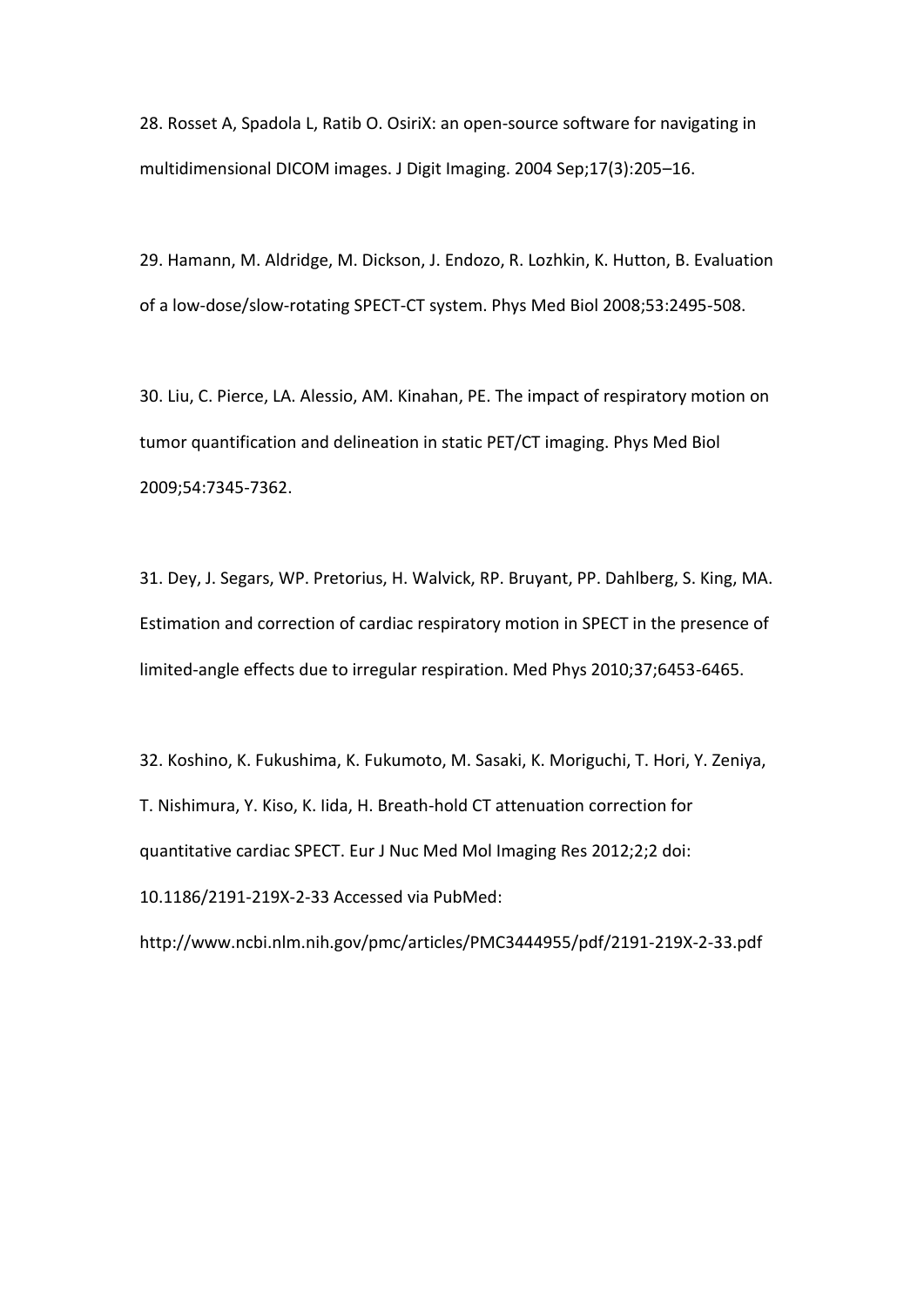28. Rosset A, Spadola L, Ratib O. OsiriX: an open-source software for navigating in multidimensional DICOM images. J Digit Imaging. 2004 Sep;17(3):205–16.

29. Hamann, M. Aldridge, M. Dickson, J. Endozo, R. Lozhkin, K. Hutton, B. Evaluation of a low-dose/slow-rotating SPECT-CT system. Phys Med Biol 2008;53:2495-508.

30. Liu, C. Pierce, LA. Alessio, AM. Kinahan, PE. The impact of respiratory motion on tumor quantification and delineation in static PET/CT imaging. Phys Med Biol 2009;54:7345-7362.

31. Dey, J. Segars, WP. Pretorius, H. Walvick, RP. Bruyant, PP. Dahlberg, S. King, MA. Estimation and correction of cardiac respiratory motion in SPECT in the presence of limited-angle effects due to irregular respiration. Med Phys 2010;37;6453-6465.

32. Koshino, K. Fukushima, K. Fukumoto, M. Sasaki, K. Moriguchi, T. Hori, Y. Zeniya, T. Nishimura, Y. Kiso, K. Iida, H. Breath-hold CT attenuation correction for quantitative cardiac SPECT. Eur J Nuc Med Mol Imaging Res 2012;2;2 doi: 10.1186/2191-219X-2-33 Accessed via PubMed: http://www.ncbi.nlm.nih.gov/pmc/articles/PMC3444955/pdf/2191-219X-2-33.pdf